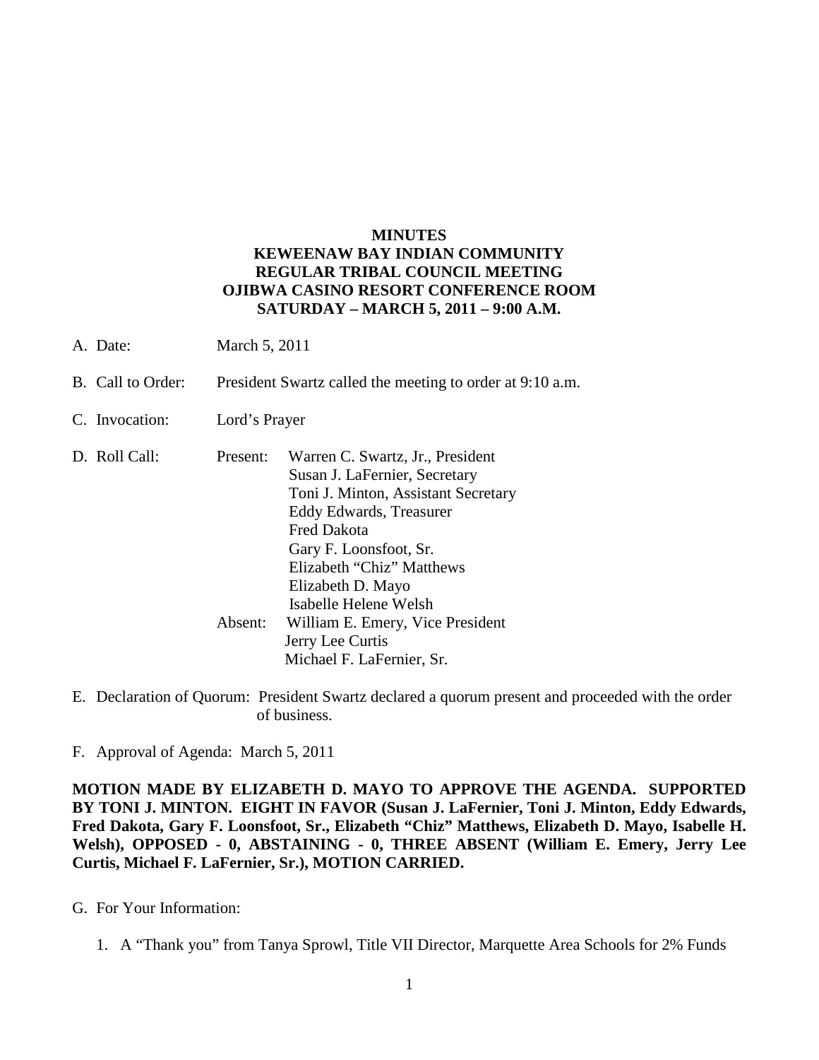**MINUTES**
**KEWEENAW BAY INDIAN COMMUNITY**
**REGULAR TRIBAL COUNCIL MEETING**
**OJIBWA CASINO RESORT CONFERENCE ROOM**
**SATURDAY – MARCH 5, 2011 – 9:00 A.M.**

A. Date: March 5, 2011

B. Call to Order: President Swartz called the meeting to order at 9:10 a.m.

C. Invocation: Lord's Prayer

D. Roll Call:

Present:
- Warren C. Swartz, Jr., President
- Susan J. LaFernier, Secretary
- Toni J. Minton, Assistant Secretary
- Eddy Edwards, Treasurer
- Fred Dakota
- Gary F. Loonsfoot, Sr.
- Elizabeth "Chiz" Matthews
- Elizabeth D. Mayo
- Isabelle Helene Welsh

Absent:
- William E. Emery, Vice President
- Jerry Lee Curtis
- Michael F. LaFernier, Sr.

E. Declaration of Quorum: President Swartz declared a quorum present and proceeded with the order of business.

F. Approval of Agenda: March 5, 2011

**MOTION MADE BY ELIZABETH D. MAYO TO APPROVE THE AGENDA. SUPPORTED BY TONI J. MINTON. EIGHT IN FAVOR (Susan J. LaFernier, Toni J. Minton, Eddy Edwards, Fred Dakota, Gary F. Loonsfoot, Sr., Elizabeth "Chiz" Matthews, Elizabeth D. Mayo, Isabelle H. Welsh), OPPOSED - 0, ABSTAINING - 0, THREE ABSENT (William E. Emery, Jerry Lee Curtis, Michael F. LaFernier, Sr.), MOTION CARRIED.**

G. For Your Information:

1. A "Thank you" from Tanya Sprowl, Title VII Director, Marquette Area Schools for 2% Funds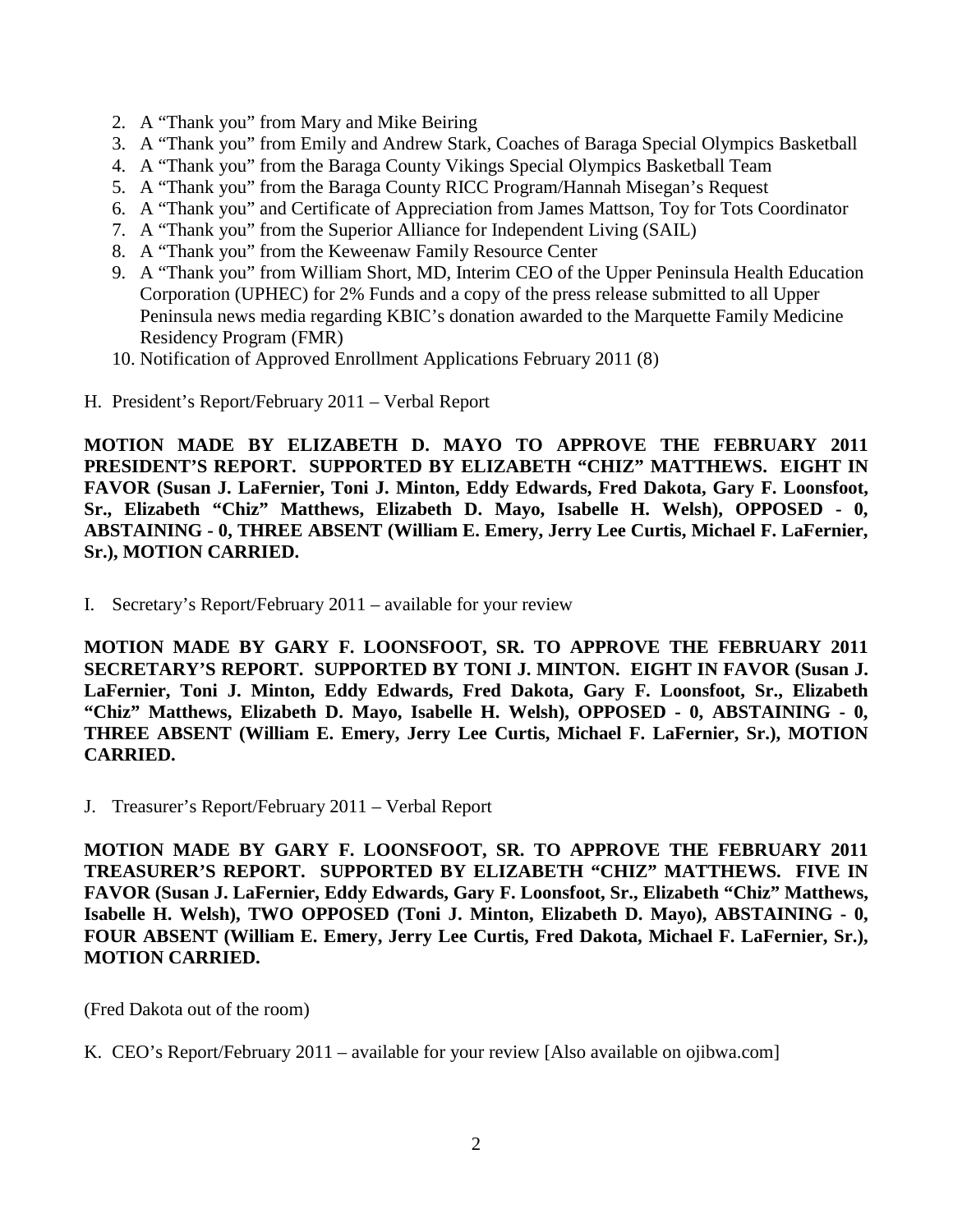2. A "Thank you" from Mary and Mike Beiring
3. A "Thank you" from Emily and Andrew Stark, Coaches of Baraga Special Olympics Basketball
4. A "Thank you" from the Baraga County Vikings Special Olympics Basketball Team
5. A "Thank you" from the Baraga County RICC Program/Hannah Misegan's Request
6. A "Thank you" and Certificate of Appreciation from James Mattson, Toy for Tots Coordinator
7. A "Thank you" from the Superior Alliance for Independent Living (SAIL)
8. A "Thank you" from the Keweenaw Family Resource Center
9. A "Thank you" from William Short, MD, Interim CEO of the Upper Peninsula Health Education Corporation (UPHEC) for 2% Funds and a copy of the press release submitted to all Upper Peninsula news media regarding KBIC's donation awarded to the Marquette Family Medicine Residency Program (FMR)
10. Notification of Approved Enrollment Applications February 2011 (8)

H. President's Report/February 2011 – Verbal Report

**MOTION MADE BY ELIZABETH D. MAYO TO APPROVE THE FEBRUARY 2011 PRESIDENT'S REPORT. SUPPORTED BY ELIZABETH "CHIZ" MATTHEWS. EIGHT IN FAVOR (Susan J. LaFernier, Toni J. Minton, Eddy Edwards, Fred Dakota, Gary F. Loonsfoot, Sr., Elizabeth "Chiz" Matthews, Elizabeth D. Mayo, Isabelle H. Welsh), OPPOSED - 0, ABSTAINING - 0, THREE ABSENT (William E. Emery, Jerry Lee Curtis, Michael F. LaFernier, Sr.), MOTION CARRIED.**

I. Secretary's Report/February 2011 – available for your review

**MOTION MADE BY GARY F. LOONSFOOT, SR. TO APPROVE THE FEBRUARY 2011 SECRETARY'S REPORT. SUPPORTED BY TONI J. MINTON. EIGHT IN FAVOR (Susan J. LaFernier, Toni J. Minton, Eddy Edwards, Fred Dakota, Gary F. Loonsfoot, Sr., Elizabeth "Chiz" Matthews, Elizabeth D. Mayo, Isabelle H. Welsh), OPPOSED - 0, ABSTAINING - 0, THREE ABSENT (William E. Emery, Jerry Lee Curtis, Michael F. LaFernier, Sr.), MOTION CARRIED.**

J. Treasurer's Report/February 2011 – Verbal Report

**MOTION MADE BY GARY F. LOONSFOOT, SR. TO APPROVE THE FEBRUARY 2011 TREASURER'S REPORT. SUPPORTED BY ELIZABETH "CHIZ" MATTHEWS. FIVE IN FAVOR (Susan J. LaFernier, Eddy Edwards, Gary F. Loonsfoot, Sr., Elizabeth "Chiz" Matthews, Isabelle H. Welsh), TWO OPPOSED (Toni J. Minton, Elizabeth D. Mayo), ABSTAINING - 0, FOUR ABSENT (William E. Emery, Jerry Lee Curtis, Fred Dakota, Michael F. LaFernier, Sr.), MOTION CARRIED.**

(Fred Dakota out of the room)

K. CEO's Report/February 2011 – available for your review [Also available on ojibwa.com]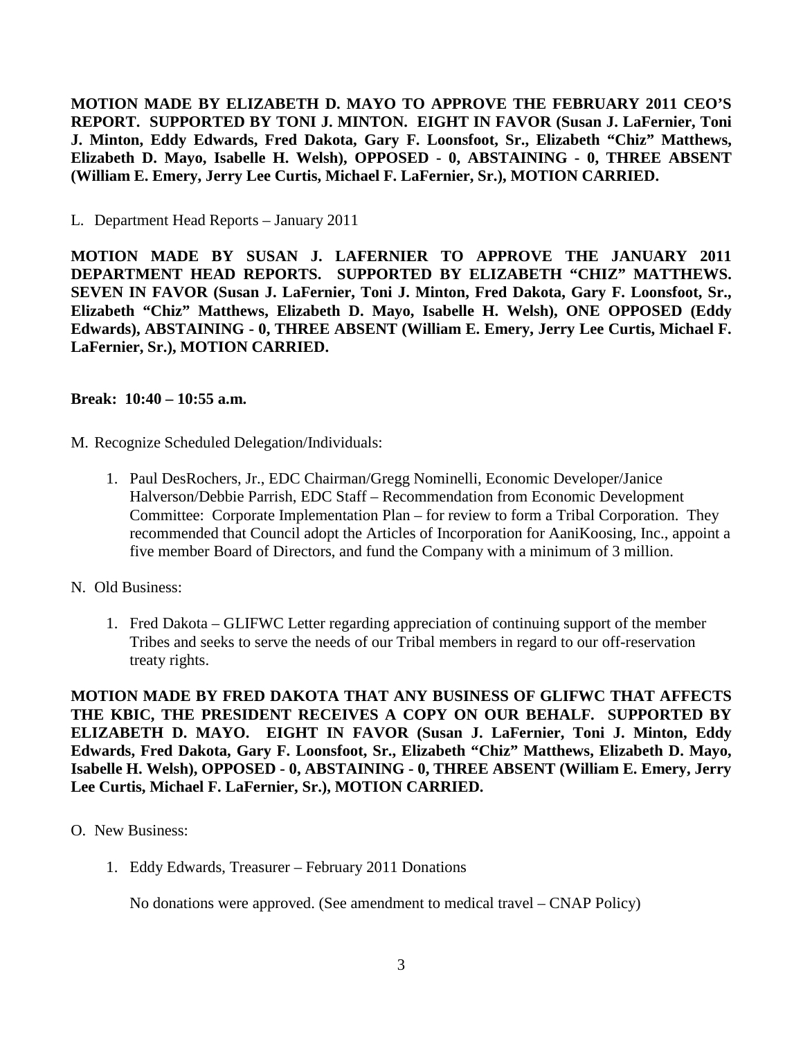**MOTION MADE BY ELIZABETH D. MAYO TO APPROVE THE FEBRUARY 2011 CEO'S REPORT. SUPPORTED BY TONI J. MINTON. EIGHT IN FAVOR (Susan J. LaFernier, Toni J. Minton, Eddy Edwards, Fred Dakota, Gary F. Loonsfoot, Sr., Elizabeth "Chiz" Matthews, Elizabeth D. Mayo, Isabelle H. Welsh), OPPOSED - 0, ABSTAINING - 0, THREE ABSENT (William E. Emery, Jerry Lee Curtis, Michael F. LaFernier, Sr.), MOTION CARRIED.**

L. Department Head Reports – January 2011

**MOTION MADE BY SUSAN J. LAFERNIER TO APPROVE THE JANUARY 2011 DEPARTMENT HEAD REPORTS. SUPPORTED BY ELIZABETH "CHIZ" MATTHEWS. SEVEN IN FAVOR (Susan J. LaFernier, Toni J. Minton, Fred Dakota, Gary F. Loonsfoot, Sr., Elizabeth "Chiz" Matthews, Elizabeth D. Mayo, Isabelle H. Welsh), ONE OPPOSED (Eddy Edwards), ABSTAINING - 0, THREE ABSENT (William E. Emery, Jerry Lee Curtis, Michael F. LaFernier, Sr.), MOTION CARRIED.**

**Break: 10:40 – 10:55 a.m.**

M. Recognize Scheduled Delegation/Individuals:

1. Paul DesRochers, Jr., EDC Chairman/Gregg Nominelli, Economic Developer/Janice Halverson/Debbie Parrish, EDC Staff – Recommendation from Economic Development Committee: Corporate Implementation Plan – for review to form a Tribal Corporation. They recommended that Council adopt the Articles of Incorporation for AaniKoosing, Inc., appoint a five member Board of Directors, and fund the Company with a minimum of 3 million.

N. Old Business:

1. Fred Dakota – GLIFWC Letter regarding appreciation of continuing support of the member Tribes and seeks to serve the needs of our Tribal members in regard to our off-reservation treaty rights.

**MOTION MADE BY FRED DAKOTA THAT ANY BUSINESS OF GLIFWC THAT AFFECTS THE KBIC, THE PRESIDENT RECEIVES A COPY ON OUR BEHALF. SUPPORTED BY ELIZABETH D. MAYO. EIGHT IN FAVOR (Susan J. LaFernier, Toni J. Minton, Eddy Edwards, Fred Dakota, Gary F. Loonsfoot, Sr., Elizabeth "Chiz" Matthews, Elizabeth D. Mayo, Isabelle H. Welsh), OPPOSED - 0, ABSTAINING - 0, THREE ABSENT (William E. Emery, Jerry Lee Curtis, Michael F. LaFernier, Sr.), MOTION CARRIED.**

O. New Business:

1. Eddy Edwards, Treasurer – February 2011 Donations

   No donations were approved. (See amendment to medical travel – CNAP Policy)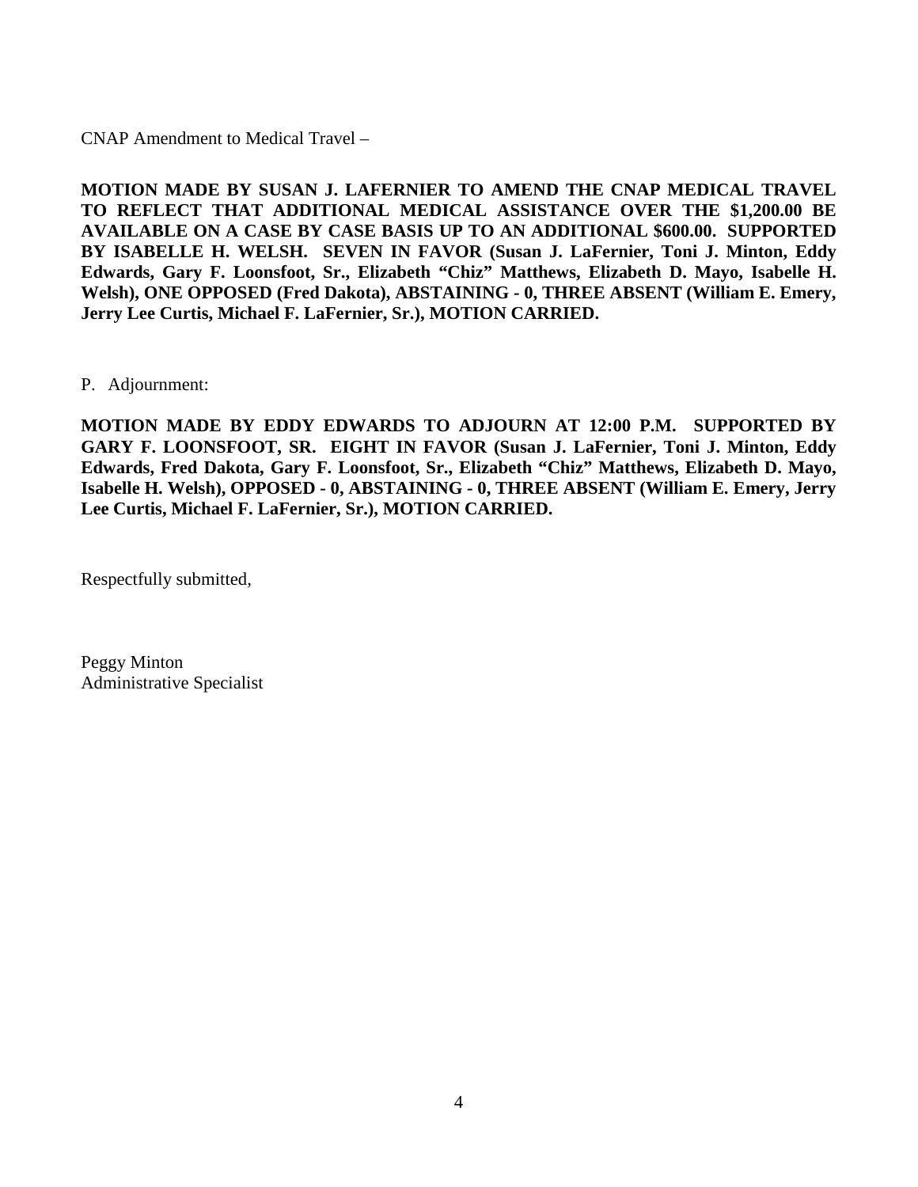CNAP Amendment to Medical Travel –

**MOTION MADE BY SUSAN J. LAFERNIER TO AMEND THE CNAP MEDICAL TRAVEL TO REFLECT THAT ADDITIONAL MEDICAL ASSISTANCE OVER THE $1,200.00 BE AVAILABLE ON A CASE BY CASE BASIS UP TO AN ADDITIONAL $600.00. SUPPORTED BY ISABELLE H. WELSH. SEVEN IN FAVOR (Susan J. LaFernier, Toni J. Minton, Eddy Edwards, Gary F. Loonsfoot, Sr., Elizabeth "Chiz" Matthews, Elizabeth D. Mayo, Isabelle H. Welsh), ONE OPPOSED (Fred Dakota), ABSTAINING - 0, THREE ABSENT (William E. Emery, Jerry Lee Curtis, Michael F. LaFernier, Sr.), MOTION CARRIED.**

P. Adjournment:

**MOTION MADE BY EDDY EDWARDS TO ADJOURN AT 12:00 P.M. SUPPORTED BY GARY F. LOONSFOOT, SR. EIGHT IN FAVOR (Susan J. LaFernier, Toni J. Minton, Eddy Edwards, Fred Dakota, Gary F. Loonsfoot, Sr., Elizabeth "Chiz" Matthews, Elizabeth D. Mayo, Isabelle H. Welsh), OPPOSED - 0, ABSTAINING - 0, THREE ABSENT (William E. Emery, Jerry Lee Curtis, Michael F. LaFernier, Sr.), MOTION CARRIED.**

Respectfully submitted,

Peggy Minton
Administrative Specialist